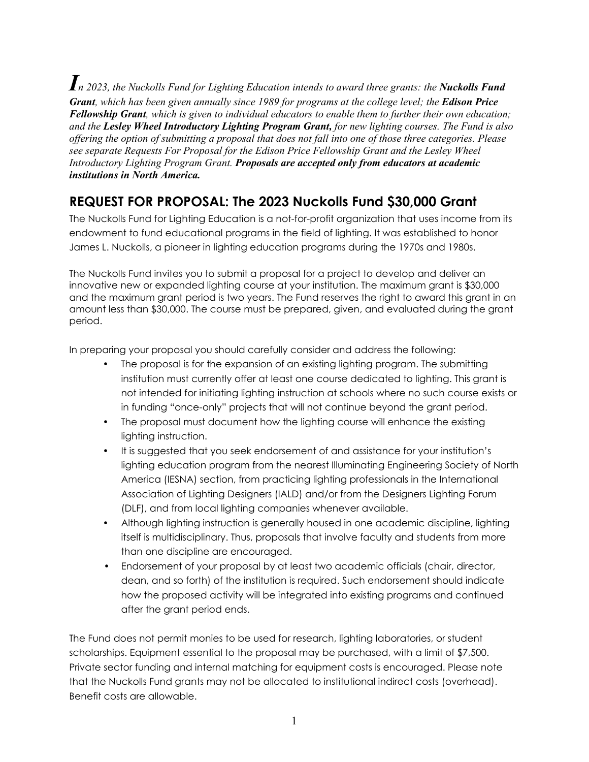*In 2023, the Nuckolls Fund for Lighting Education intends to award three grants: the* ***Nuckolls Fund Grant****, which has been given annually since 1989 for programs at the college level; the* ***Edison Price Fellowship Grant****, which is given to individual educators to enable them to further their own education; and the* ***Lesley Wheel Introductory Lighting Program Grant,*** *for new lighting courses. The Fund is also offering the option of submitting a proposal that does not fall into one of those three categories. Please see separate Requests For Proposal for the Edison Price Fellowship Grant and the Lesley Wheel Introductory Lighting Program Grant.* ***Proposals are accepted only from educators at academic institutions in North America.***

## REQUEST FOR PROPOSAL: The 2023 Nuckolls Fund $30,000 Grant

The Nuckolls Fund for Lighting Education is a not-for-profit organization that uses income from its endowment to fund educational programs in the field of lighting. It was established to honor James L. Nuckolls, a pioneer in lighting education programs during the 1970s and 1980s.

The Nuckolls Fund invites you to submit a proposal for a project to develop and deliver an innovative new or expanded lighting course at your institution. The maximum grant is $30,000 and the maximum grant period is two years. The Fund reserves the right to award this grant in an amount less than $30,000. The course must be prepared, given, and evaluated during the grant period.

In preparing your proposal you should carefully consider and address the following:

- The proposal is for the expansion of an existing lighting program. The submitting institution must currently offer at least one course dedicated to lighting. This grant is not intended for initiating lighting instruction at schools where no such course exists or in funding "once-only" projects that will not continue beyond the grant period.
- The proposal must document how the lighting course will enhance the existing lighting instruction.
- It is suggested that you seek endorsement of and assistance for your institution's lighting education program from the nearest Illuminating Engineering Society of North America (IESNA) section, from practicing lighting professionals in the International Association of Lighting Designers (IALD) and/or from the Designers Lighting Forum (DLF), and from local lighting companies whenever available.
- Although lighting instruction is generally housed in one academic discipline, lighting itself is multidisciplinary. Thus, proposals that involve faculty and students from more than one discipline are encouraged.
- Endorsement of your proposal by at least two academic officials (chair, director, dean, and so forth) of the institution is required. Such endorsement should indicate how the proposed activity will be integrated into existing programs and continued after the grant period ends.

The Fund does not permit monies to be used for research, lighting laboratories, or student scholarships. Equipment essential to the proposal may be purchased, with a limit of $7,500. Private sector funding and internal matching for equipment costs is encouraged. Please note that the Nuckolls Fund grants may not be allocated to institutional indirect costs (overhead). Benefit costs are allowable.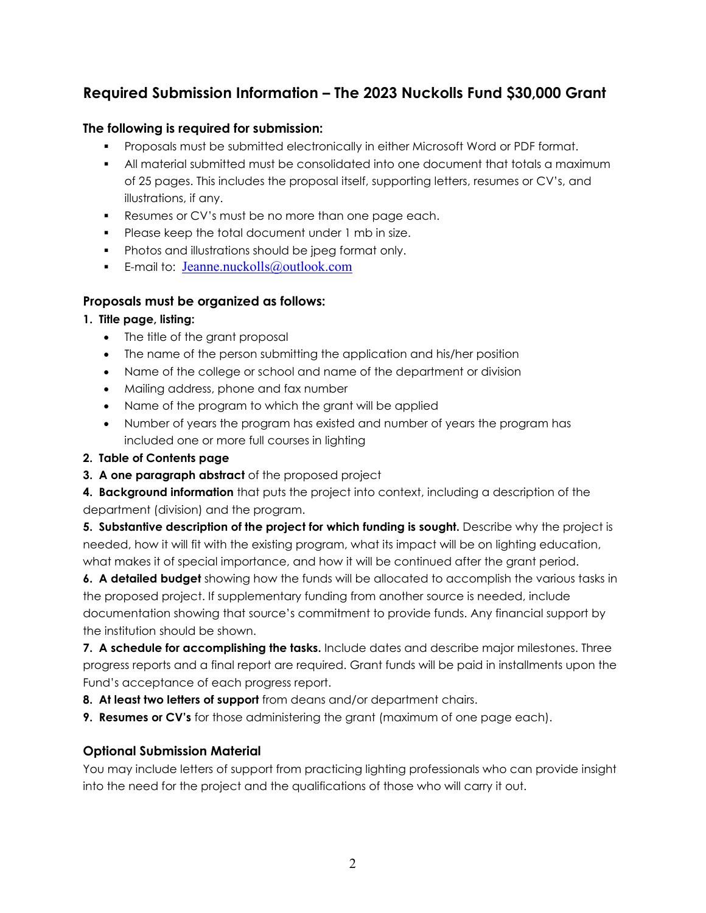## Required Submission Information – The 2023 Nuckolls Fund $30,000 Grant

### The following is required for submission:

- Proposals must be submitted electronically in either Microsoft Word or PDF format.
- All material submitted must be consolidated into one document that totals a maximum of 25 pages. This includes the proposal itself, supporting letters, resumes or CV's, and illustrations, if any.
- Resumes or CV's must be no more than one page each.
- Please keep the total document under 1 mb in size.
- Photos and illustrations should be jpeg format only.
- E-mail to: Jeanne.nuckolls@outlook.com

### Proposals must be organized as follows:

**1. Title page, listing:**

- The title of the grant proposal
- The name of the person submitting the application and his/her position
- Name of the college or school and name of the department or division
- Mailing address, phone and fax number
- Name of the program to which the grant will be applied
- Number of years the program has existed and number of years the program has included one or more full courses in lighting

**2. Table of Contents page**

**3. A one paragraph abstract** of the proposed project

**4. Background information** that puts the project into context, including a description of the department (division) and the program.

**5. Substantive description of the project for which funding is sought.** Describe why the project is needed, how it will fit with the existing program, what its impact will be on lighting education, what makes it of special importance, and how it will be continued after the grant period.

**6. A detailed budget** showing how the funds will be allocated to accomplish the various tasks in the proposed project. If supplementary funding from another source is needed, include documentation showing that source's commitment to provide funds. Any financial support by the institution should be shown.

**7. A schedule for accomplishing the tasks.** Include dates and describe major milestones. Three progress reports and a final report are required. Grant funds will be paid in installments upon the Fund's acceptance of each progress report.

**8. At least two letters of support** from deans and/or department chairs.

**9. Resumes or CV's** for those administering the grant (maximum of one page each).

### Optional Submission Material

You may include letters of support from practicing lighting professionals who can provide insight into the need for the project and the qualifications of those who will carry it out.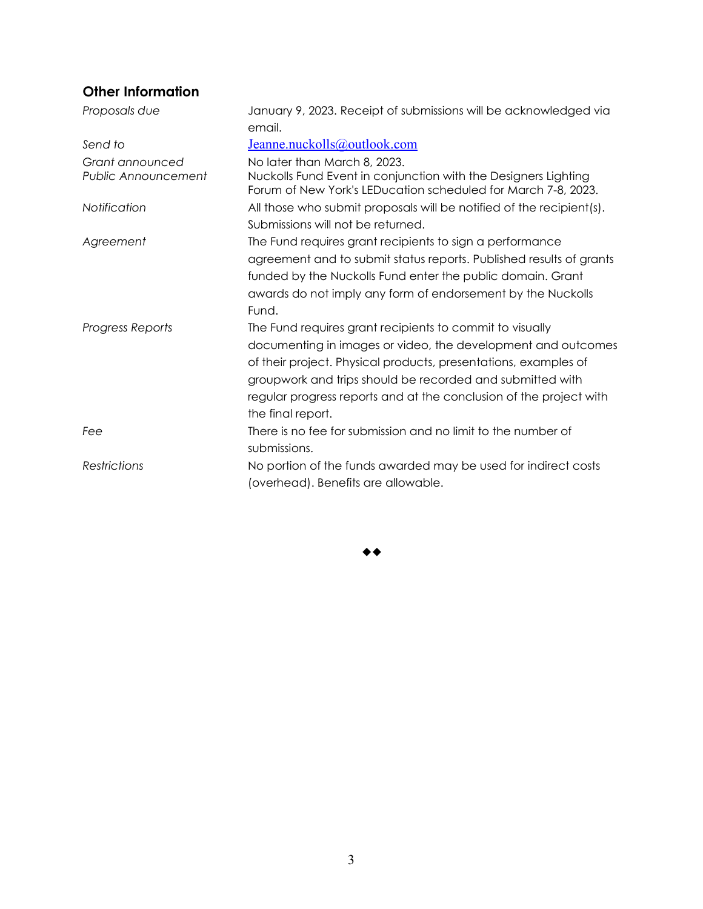## Other Information

| | |
|---|---|
| *Proposals due* | January 9, 2023. Receipt of submissions will be acknowledged via email. |
| *Send to* | Jeanne.nuckolls@outlook.com |
| *Grant announced* | No later than March 8, 2023. |
| *Public Announcement* | Nuckolls Fund Event in conjunction with the Designers Lighting Forum of New York's LEDucation scheduled for March 7-8, 2023. |
| *Notification* | All those who submit proposals will be notified of the recipient(s). Submissions will not be returned. |
| *Agreement* | The Fund requires grant recipients to sign a performance agreement and to submit status reports. Published results of grants funded by the Nuckolls Fund enter the public domain. Grant awards do not imply any form of endorsement by the Nuckolls Fund. |
| *Progress Reports* | The Fund requires grant recipients to commit to visually documenting in images or video, the development and outcomes of their project. Physical products, presentations, examples of groupwork and trips should be recorded and submitted with regular progress reports and at the conclusion of the project with the final report. |
| *Fee* | There is no fee for submission and no limit to the number of submissions. |
| *Restrictions* | No portion of the funds awarded may be used for indirect costs (overhead). Benefits are allowable. |

◆◆